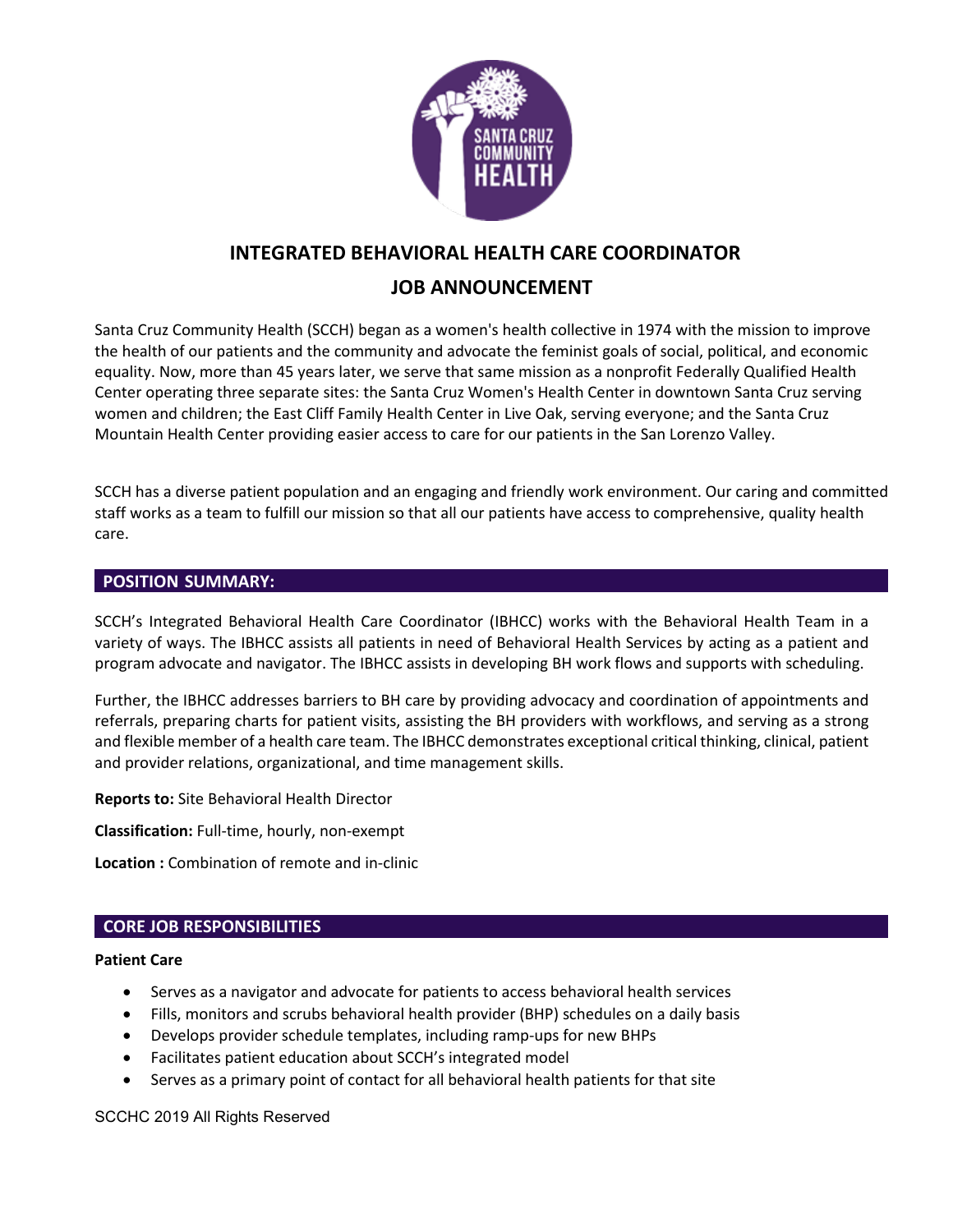# INTEGRATED BEHAVIORAL HEALTH CARE COORDINATOR

# JOB ANNOUNCEMENT

Santa Cruz Community Health (SCCH) began as a women's health collective in 1974 with the mission to improve the health of our patients and the community and advocate the feminist goals of social, political, and economic equality. Now, more than 45 years later, we serve that same mission as a nonprofit Federally Qualified Health Center operating three separate sites: the Santa Cruz Women's Health Center in downtown Santa Cruz serving women and children; the East Cliff Family Health Center in Live Oak, serving everyone; and the Santa Cruz Mountain Health Center providing easier access to care for our patients in the San Lorenzo Valley.

SCCH has a diverse patient population and an engaging and friendly work environment. Our caring and committed staff works as a team to fulfill our mission so that all our patients have access to comprehensive, quality health care.

## POSITION SUMMARY:

SCCH's Integrated Behavioral Health Care Coordinator (IBHCC) works with the Behavioral Health Team in a variety of ways. The IBHCC assists all patients in need of Behavioral Health Services by acting as a patient and program advocate and navigator. The IBHCC assists in developing BH work flows and supports with scheduling.

Further, the IBHCC addresses barriers to BH care by providing advocacy and coordination of appointments and referrals, preparing charts for patient visits, assisting the BH providers with workflows, and serving as a strong and flexible member of a health care team. The IBHCC demonstrates exceptional critical thinking, clinical, patient and provider relations, organizational, and time management skills.

**Reports to:** Site Behavioral Health Director

**Classification:** Full-time, hourly, non-exempt

**Location :** Combination of remote and in-clinic

## CORE JOB RESPONSIBILITIES

**Patient Care**

- Serves as a navigator and advocate for patients to access behavioral health services
- Fills, monitors and scrubs behavioral health provider (BHP) schedules on a daily basis
- Develops provider schedule templates, including ramp-ups for new BHPs
- Facilitates patient education about SCCH's integrated model
- Serves as a primary point of contact for all behavioral health patients for that site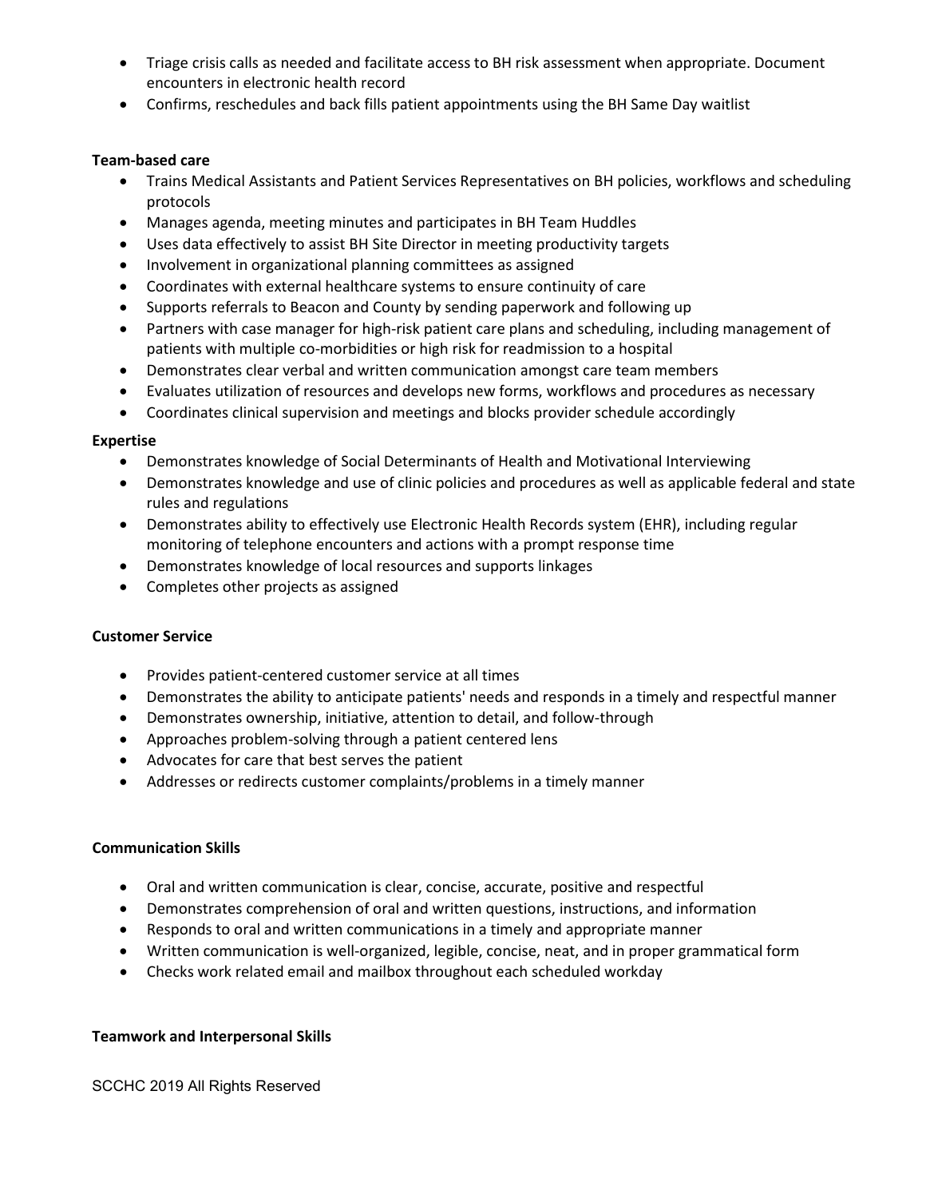- Triage crisis calls as needed and facilitate access to BH risk assessment when appropriate. Document encounters in electronic health record
- Confirms, reschedules and back fills patient appointments using the BH Same Day waitlist

**Team-based care**

- Trains Medical Assistants and Patient Services Representatives on BH policies, workflows and scheduling protocols
- Manages agenda, meeting minutes and participates in BH Team Huddles
- Uses data effectively to assist BH Site Director in meeting productivity targets
- Involvement in organizational planning committees as assigned
- Coordinates with external healthcare systems to ensure continuity of care
- Supports referrals to Beacon and County by sending paperwork and following up
- Partners with case manager for high-risk patient care plans and scheduling, including management of patients with multiple co-morbidities or high risk for readmission to a hospital
- Demonstrates clear verbal and written communication amongst care team members
- Evaluates utilization of resources and develops new forms, workflows and procedures as necessary
- Coordinates clinical supervision and meetings and blocks provider schedule accordingly

**Expertise**

- Demonstrates knowledge of Social Determinants of Health and Motivational Interviewing
- Demonstrates knowledge and use of clinic policies and procedures as well as applicable federal and state rules and regulations
- Demonstrates ability to effectively use Electronic Health Records system (EHR), including regular monitoring of telephone encounters and actions with a prompt response time
- Demonstrates knowledge of local resources and supports linkages
- Completes other projects as assigned

**Customer Service**

- Provides patient-centered customer service at all times
- Demonstrates the ability to anticipate patients' needs and responds in a timely and respectful manner
- Demonstrates ownership, initiative, attention to detail, and follow-through
- Approaches problem-solving through a patient centered lens
- Advocates for care that best serves the patient
- Addresses or redirects customer complaints/problems in a timely manner

**Communication Skills**

- Oral and written communication is clear, concise, accurate, positive and respectful
- Demonstrates comprehension of oral and written questions, instructions, and information
- Responds to oral and written communications in a timely and appropriate manner
- Written communication is well-organized, legible, concise, neat, and in proper grammatical form
- Checks work related email and mailbox throughout each scheduled workday

**Teamwork and Interpersonal Skills**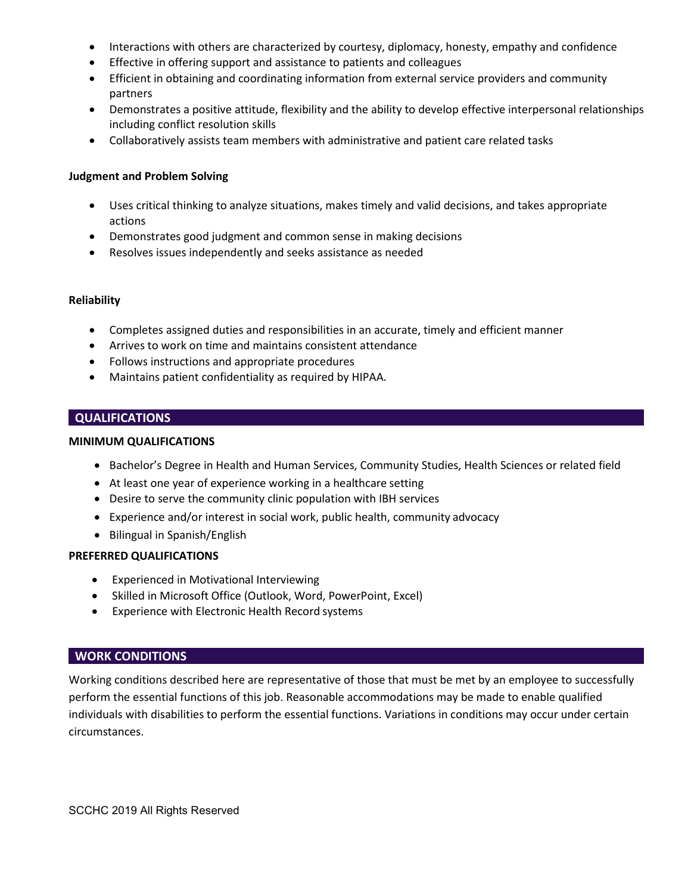- Interactions with others are characterized by courtesy, diplomacy, honesty, empathy and confidence
- Effective in offering support and assistance to patients and colleagues
- Efficient in obtaining and coordinating information from external service providers and community partners
- Demonstrates a positive attitude, flexibility and the ability to develop effective interpersonal relationships including conflict resolution skills
- Collaboratively assists team members with administrative and patient care related tasks

**Judgment and Problem Solving**

- Uses critical thinking to analyze situations, makes timely and valid decisions, and takes appropriate actions
- Demonstrates good judgment and common sense in making decisions
- Resolves issues independently and seeks assistance as needed

**Reliability**

- Completes assigned duties and responsibilities in an accurate, timely and efficient manner
- Arrives to work on time and maintains consistent attendance
- Follows instructions and appropriate procedures
- Maintains patient confidentiality as required by HIPAA.

## QUALIFICATIONS

**MINIMUM QUALIFICATIONS**

- Bachelor's Degree in Health and Human Services, Community Studies, Health Sciences or related field
- At least one year of experience working in a healthcare setting
- Desire to serve the community clinic population with IBH services
- Experience and/or interest in social work, public health, community advocacy
- Bilingual in Spanish/English

**PREFERRED QUALIFICATIONS**

- Experienced in Motivational Interviewing
- Skilled in Microsoft Office (Outlook, Word, PowerPoint, Excel)
- Experience with Electronic Health Record systems

## WORK CONDITIONS

Working conditions described here are representative of those that must be met by an employee to successfully perform the essential functions of this job. Reasonable accommodations may be made to enable qualified individuals with disabilities to perform the essential functions. Variations in conditions may occur under certain circumstances.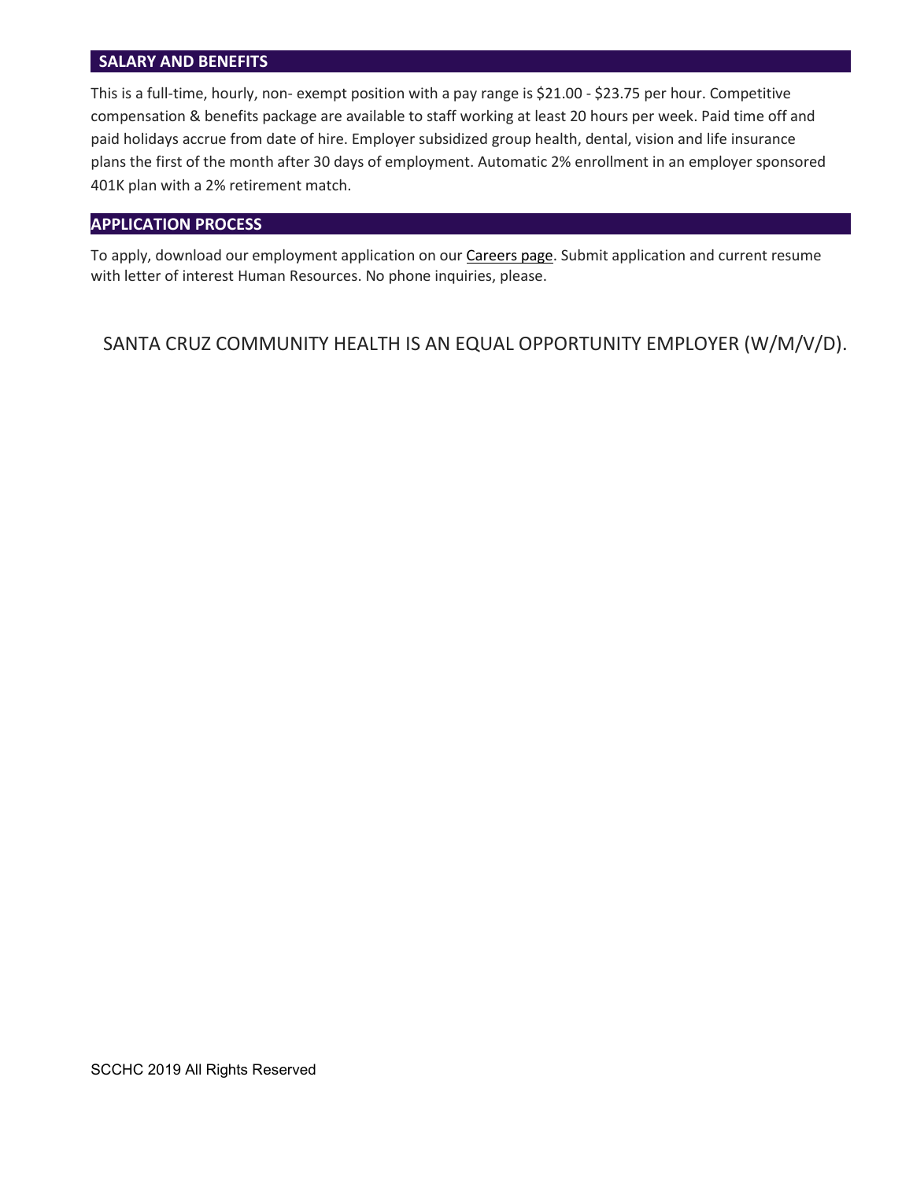## SALARY AND BENEFITS

This is a full-time, hourly, non- exempt position with a pay range is $21.00 - $23.75 per hour. Competitive compensation & benefits package are available to staff working at least 20 hours per week. Paid time off and paid holidays accrue from date of hire. Employer subsidized group health, dental, vision and life insurance plans the first of the month after 30 days of employment. Automatic 2% enrollment in an employer sponsored 401K plan with a 2% retirement match.

## APPLICATION PROCESS

To apply, download our employment application on our Careers page. Submit application and current resume with letter of interest Human Resources. No phone inquiries, please.

SANTA CRUZ COMMUNITY HEALTH IS AN EQUAL OPPORTUNITY EMPLOYER (W/M/V/D).

SCCHC 2019 All Rights Reserved